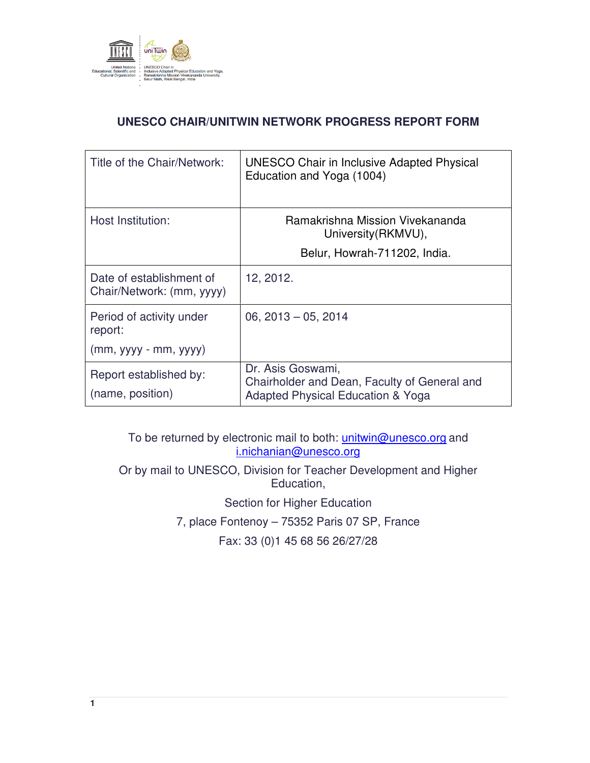# UNESCO CHAIR/UNITWIN NETWORK PROGRESS REPORT FORM

| | |
|---|---|
| Title of the Chair/Network: | UNESCO Chair in Inclusive Adapted Physical Education and Yoga (1004) |
| Host Institution: | Ramakrishna Mission Vivekananda University(RKMVU), Belur, Howrah-711202, India. |
| Date of establishment of Chair/Network: (mm, yyyy) | 12, 2012. |
| Period of activity under report: (mm, yyyy - mm, yyyy) | 06, 2013 – 05, 2014 |
| Report established by: (name, position) | Dr. Asis Goswami, Chairholder and Dean, Faculty of General and Adapted Physical Education & Yoga |

To be returned by electronic mail to both: unitwin@unesco.org and i.nichanian@unesco.org

Or by mail to UNESCO, Division for Teacher Development and Higher Education,

Section for Higher Education

7, place Fontenoy – 75352 Paris 07 SP, France

Fax: 33 (0)1 45 68 56 26/27/28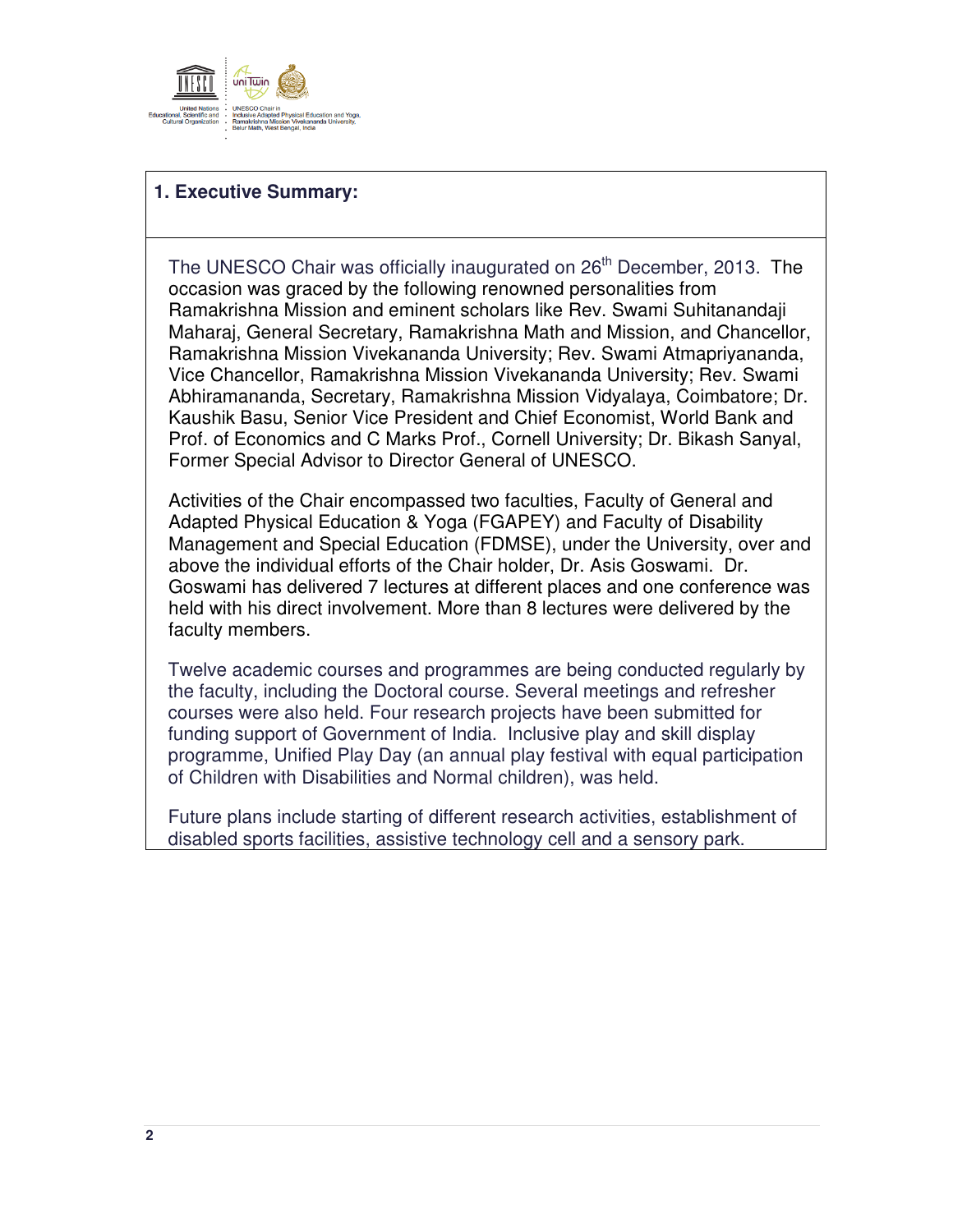## 1. Executive Summary:

The UNESCO Chair was officially inaugurated on 26th December, 2013. The occasion was graced by the following renowned personalities from Ramakrishna Mission and eminent scholars like Rev. Swami Suhitanandaji Maharaj, General Secretary, Ramakrishna Math and Mission, and Chancellor, Ramakrishna Mission Vivekananda University; Rev. Swami Atmapriyananda, Vice Chancellor, Ramakrishna Mission Vivekananda University; Rev. Swami Abhiramananda, Secretary, Ramakrishna Mission Vidyalaya, Coimbatore; Dr. Kaushik Basu, Senior Vice President and Chief Economist, World Bank and Prof. of Economics and C Marks Prof., Cornell University; Dr. Bikash Sanyal, Former Special Advisor to Director General of UNESCO.

Activities of the Chair encompassed two faculties, Faculty of General and Adapted Physical Education & Yoga (FGAPEY) and Faculty of Disability Management and Special Education (FDMSE), under the University, over and above the individual efforts of the Chair holder, Dr. Asis Goswami. Dr. Goswami has delivered 7 lectures at different places and one conference was held with his direct involvement. More than 8 lectures were delivered by the faculty members.

Twelve academic courses and programmes are being conducted regularly by the faculty, including the Doctoral course. Several meetings and refresher courses were also held. Four research projects have been submitted for funding support of Government of India. Inclusive play and skill display programme, Unified Play Day (an annual play festival with equal participation of Children with Disabilities and Normal children), was held.

Future plans include starting of different research activities, establishment of disabled sports facilities, assistive technology cell and a sensory park.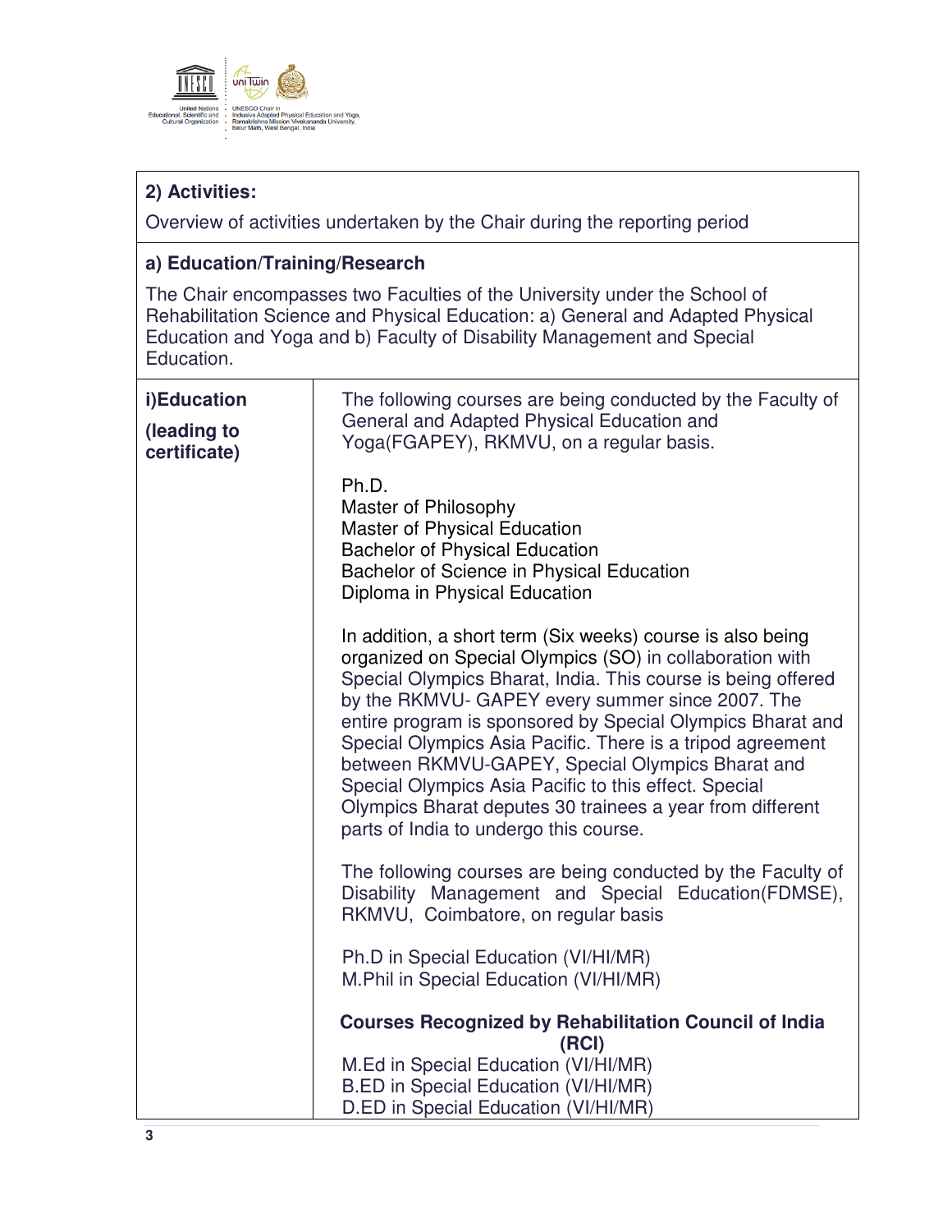## 2) Activities:

Overview of activities undertaken by the Chair during the reporting period

### a) Education/Training/Research

The Chair encompasses two Faculties of the University under the School of Rehabilitation Science and Physical Education: a) General and Adapted Physical Education and Yoga and b) Faculty of Disability Management and Special Education.

| **i)Education (leading to certificate)** | The following courses are being conducted by the Faculty of General and Adapted Physical Education and Yoga(FGAPEY), RKMVU, on a regular basis.<br><br>Ph.D.<br>Master of Philosophy<br>Master of Physical Education<br>Bachelor of Physical Education<br>Bachelor of Science in Physical Education<br>Diploma in Physical Education<br><br>In addition, a short term (Six weeks) course is also being organized on Special Olympics (SO) in collaboration with Special Olympics Bharat, India. This course is being offered by the RKMVU- GAPEY every summer since 2007. The entire program is sponsored by Special Olympics Bharat and Special Olympics Asia Pacific. There is a tripod agreement between RKMVU-GAPEY, Special Olympics Bharat and Special Olympics Asia Pacific to this effect. Special Olympics Bharat deputes 30 trainees a year from different parts of India to undergo this course.<br><br>The following courses are being conducted by the Faculty of Disability Management and Special Education(FDMSE), RKMVU, Coimbatore, on regular basis<br><br>Ph.D in Special Education (VI/HI/MR)<br>M.Phil in Special Education (VI/HI/MR)<br><br>**Courses Recognized by Rehabilitation Council of India (RCI)**<br>M.Ed in Special Education (VI/HI/MR)<br>B.ED in Special Education (VI/HI/MR)<br>D.ED in Special Education (VI/HI/MR) |
|---|---|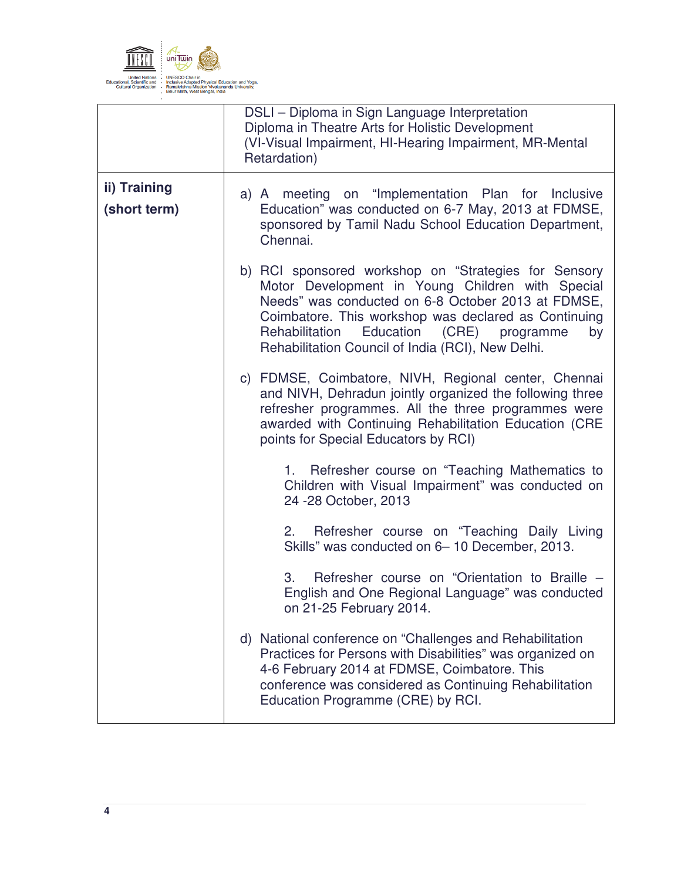|  |  |
|---|---|
|  | DSLI – Diploma in Sign Language Interpretation<br>Diploma in Theatre Arts for Holistic Development<br>(VI-Visual Impairment, HI-Hearing Impairment, MR-Mental Retardation) |
| **ii) Training (short term)** | a) A meeting on "Implementation Plan for Inclusive Education" was conducted on 6-7 May, 2013 at FDMSE, sponsored by Tamil Nadu School Education Department, Chennai.<br><br>b) RCI sponsored workshop on "Strategies for Sensory Motor Development in Young Children with Special Needs" was conducted on 6-8 October 2013 at FDMSE, Coimbatore. This workshop was declared as Continuing Rehabilitation Education (CRE) programme by Rehabilitation Council of India (RCI), New Delhi.<br><br>c) FDMSE, Coimbatore, NIVH, Regional center, Chennai and NIVH, Dehradun jointly organized the following three refresher programmes. All the three programmes were awarded with Continuing Rehabilitation Education (CRE points for Special Educators by RCI)<br><br>1. Refresher course on "Teaching Mathematics to Children with Visual Impairment" was conducted on 24 -28 October, 2013<br><br>2. Refresher course on "Teaching Daily Living Skills" was conducted on 6– 10 December, 2013.<br><br>3. Refresher course on "Orientation to Braille – English and One Regional Language" was conducted on 21-25 February 2014.<br><br>d) National conference on "Challenges and Rehabilitation Practices for Persons with Disabilities" was organized on 4-6 February 2014 at FDMSE, Coimbatore. This conference was considered as Continuing Rehabilitation Education Programme (CRE) by RCI. |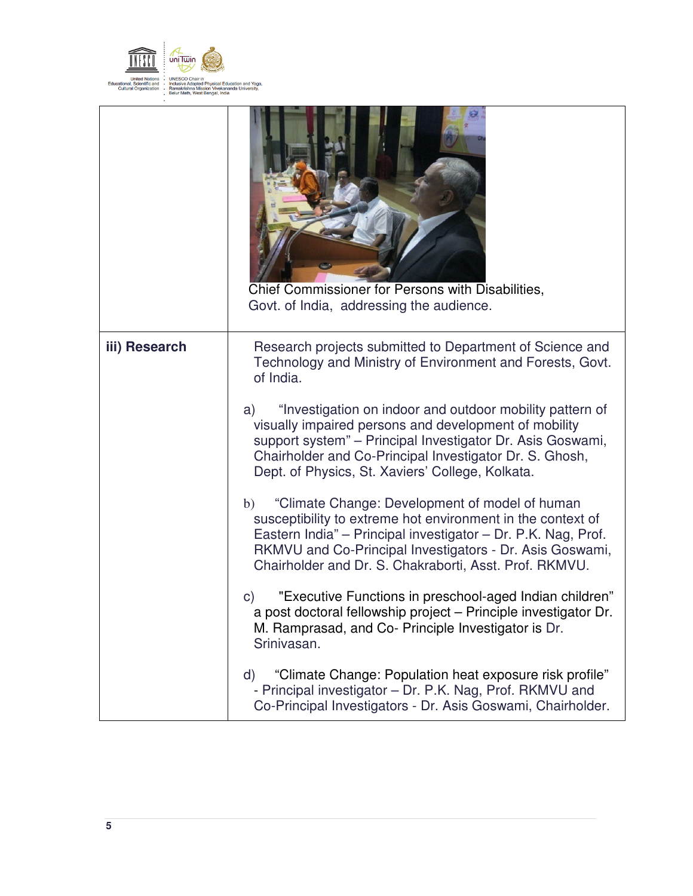| | |
|---|---|
| | Chief Commissioner for Persons with Disabilities, Govt. of India, addressing the audience. |
| **iii) Research** | Research projects submitted to Department of Science and Technology and Ministry of Environment and Forests, Govt. of India.<br><br>a) "Investigation on indoor and outdoor mobility pattern of visually impaired persons and development of mobility support system" – Principal Investigator Dr. Asis Goswami, Chairholder and Co-Principal Investigator Dr. S. Ghosh, Dept. of Physics, St. Xaviers' College, Kolkata.<br><br>b) "Climate Change: Development of model of human susceptibility to extreme hot environment in the context of Eastern India" – Principal investigator – Dr. P.K. Nag, Prof. RKMVU and Co-Principal Investigators - Dr. Asis Goswami, Chairholder and Dr. S. Chakraborti, Asst. Prof. RKMVU.<br><br>c) "Executive Functions in preschool-aged Indian children" a post doctoral fellowship project – Principle investigator Dr. M. Ramprasad, and Co- Principle Investigator is Dr. Srinivasan.<br><br>d) "Climate Change: Population heat exposure risk profile" - Principal investigator – Dr. P.K. Nag, Prof. RKMVU and Co-Principal Investigators - Dr. Asis Goswami, Chairholder. |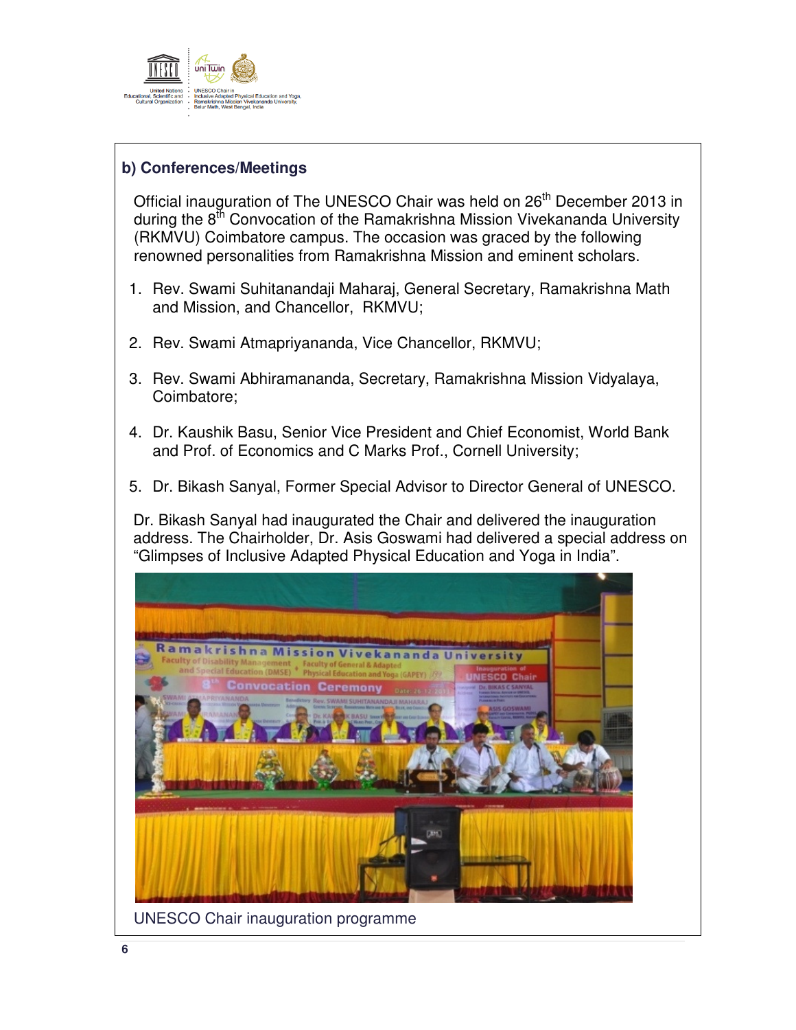## b) Conferences/Meetings

Official inauguration of The UNESCO Chair was held on 26th December 2013 in during the 8th Convocation of the Ramakrishna Mission Vivekananda University (RKMVU) Coimbatore campus. The occasion was graced by the following renowned personalities from Ramakrishna Mission and eminent scholars.

1. Rev. Swami Suhitanandaji Maharaj, General Secretary, Ramakrishna Math and Mission, and Chancellor, RKMVU;
2. Rev. Swami Atmapriyananda, Vice Chancellor, RKMVU;
3. Rev. Swami Abhiramananda, Secretary, Ramakrishna Mission Vidyalaya, Coimbatore;
4. Dr. Kaushik Basu, Senior Vice President and Chief Economist, World Bank and Prof. of Economics and C Marks Prof., Cornell University;
5. Dr. Bikash Sanyal, Former Special Advisor to Director General of UNESCO.

Dr. Bikash Sanyal had inaugurated the Chair and delivered the inauguration address. The Chairholder, Dr. Asis Goswami had delivered a special address on "Glimpses of Inclusive Adapted Physical Education and Yoga in India".

UNESCO Chair inauguration programme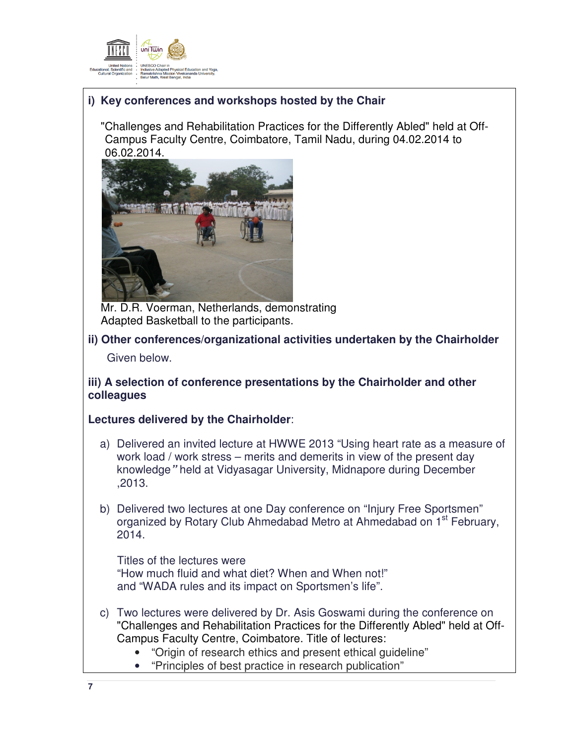**i) Key conferences and workshops hosted by the Chair**

"Challenges and Rehabilitation Practices for the Differently Abled" held at Off-Campus Faculty Centre, Coimbatore, Tamil Nadu, during 04.02.2014 to 06.02.2014.

Mr. D.R. Voerman, Netherlands, demonstrating Adapted Basketball to the participants.

**ii) Other conferences/organizational activities undertaken by the Chairholder**

Given below.

**iii) A selection of conference presentations by the Chairholder and other colleagues**

**Lectures delivered by the Chairholder**:

a) Delivered an invited lecture at HWWE 2013 "Using heart rate as a measure of work load / work stress – merits and demerits in view of the present day knowledge" held at Vidyasagar University, Midnapore during December ,2013.

b) Delivered two lectures at one Day conference on "Injury Free Sportsmen" organized by Rotary Club Ahmedabad Metro at Ahmedabad on 1st February, 2014.

   Titles of the lectures were
   "How much fluid and what diet? When and When not!"
   and "WADA rules and its impact on Sportsmen's life".

c) Two lectures were delivered by Dr. Asis Goswami during the conference on "Challenges and Rehabilitation Practices for the Differently Abled" held at Off-Campus Faculty Centre, Coimbatore. Title of lectures:
   - "Origin of research ethics and present ethical guideline"
   - "Principles of best practice in research publication"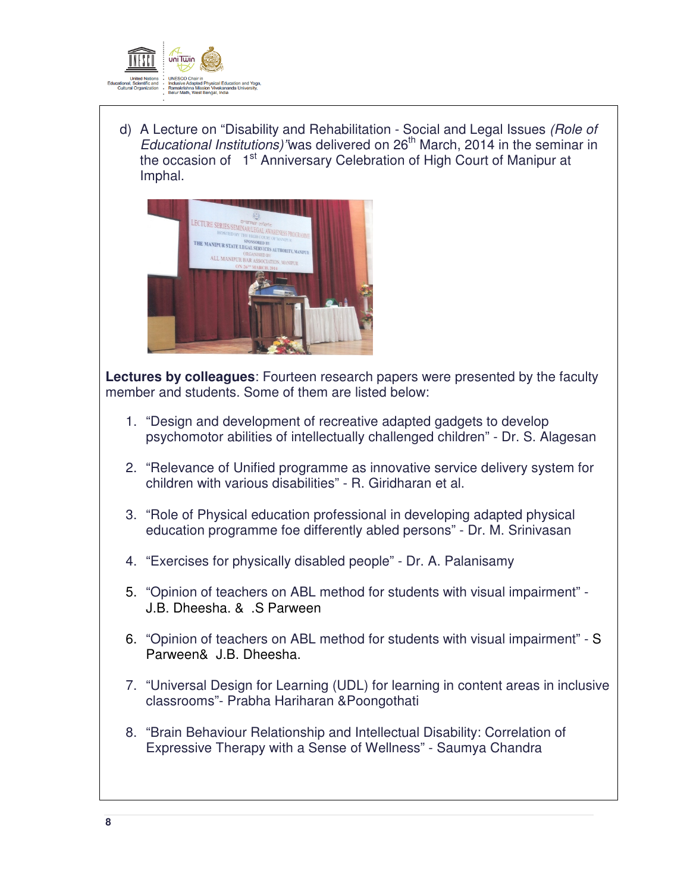d) A Lecture on “Disability and Rehabilitation - Social and Legal Issues *(Role of Educational Institutions)*”was delivered on 26th March, 2014 in the seminar in the occasion of 1st Anniversary Celebration of High Court of Manipur at Imphal.

**Lectures by colleagues**: Fourteen research papers were presented by the faculty member and students. Some of them are listed below:

1. “Design and development of recreative adapted gadgets to develop psychomotor abilities of intellectually challenged children” - Dr. S. Alagesan
2. “Relevance of Unified programme as innovative service delivery system for children with various disabilities” - R. Giridharan et al.
3. “Role of Physical education professional in developing adapted physical education programme foe differently abled persons” - Dr. M. Srinivasan
4. “Exercises for physically disabled people” - Dr. A. Palanisamy
5. “Opinion of teachers on ABL method for students with visual impairment” - J.B. Dheesha. & .S Parween
6. “Opinion of teachers on ABL method for students with visual impairment” - S Parween& J.B. Dheesha.
7. “Universal Design for Learning (UDL) for learning in content areas in inclusive classrooms”- Prabha Hariharan &Poongothati
8. “Brain Behaviour Relationship and Intellectual Disability: Correlation of Expressive Therapy with a Sense of Wellness” - Saumya Chandra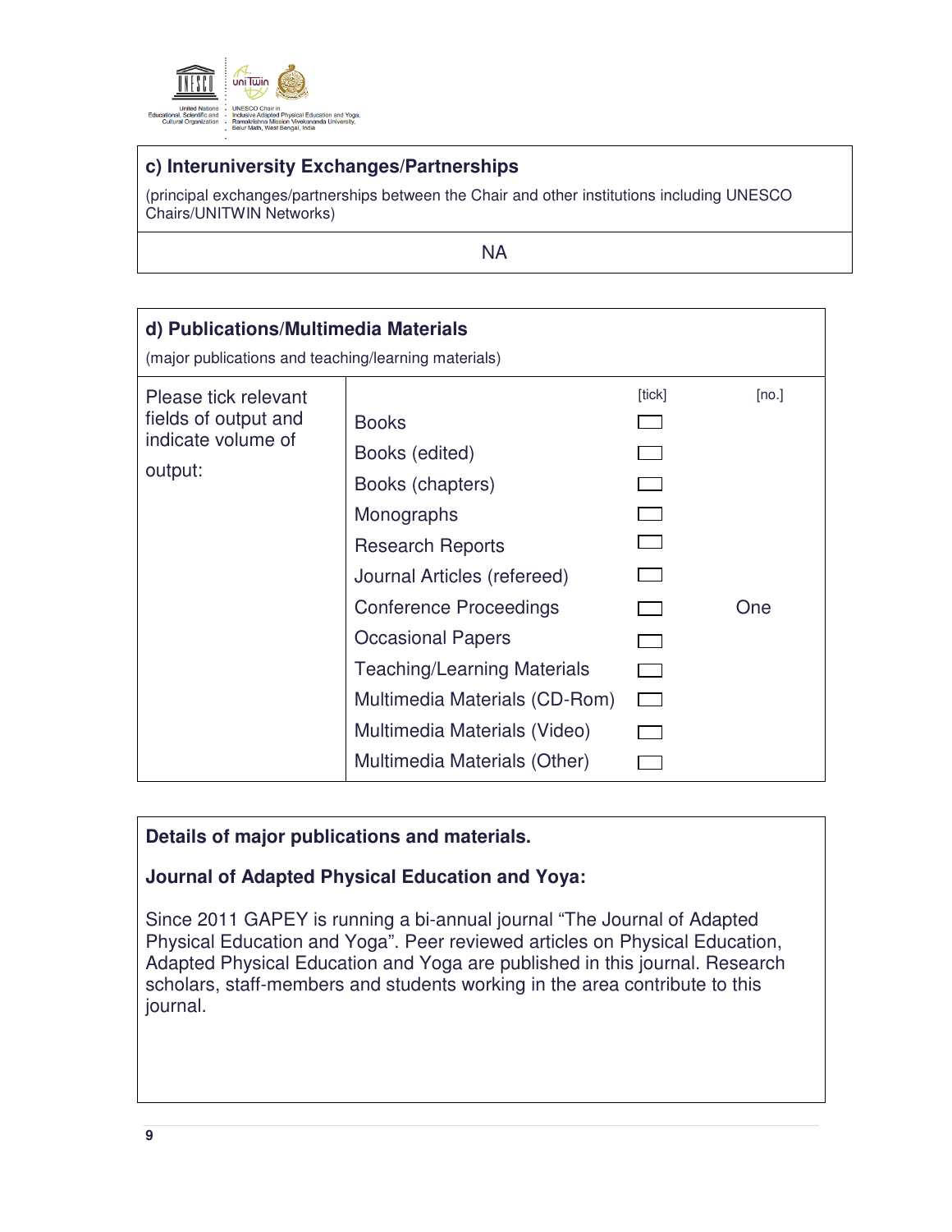## c) Interuniversity Exchanges/Partnerships

(principal exchanges/partnerships between the Chair and other institutions including UNESCO Chairs/UNITWIN Networks)

NA

## d) Publications/Multimedia Materials

(major publications and teaching/learning materials)

| Please tick relevant fields of output and indicate volume of output: | | [tick] | [no.] |
|---|---|---|---|
| | Books | ☐ | |
| | Books (edited) | ☐ | |
| | Books (chapters) | ☐ | |
| | Monographs | ☐ | |
| | Research Reports | ☐ | |
| | Journal Articles (refereed) | ☐ | |
| | Conference Proceedings | ☐ | One |
| | Occasional Papers | ☐ | |
| | Teaching/Learning Materials | ☐ | |
| | Multimedia Materials (CD-Rom) | ☐ | |
| | Multimedia Materials (Video) | ☐ | |
| | Multimedia Materials (Other) | ☐ | |

**Details of major publications and materials.**

**Journal of Adapted Physical Education and Yoya:**

Since 2011 GAPEY is running a bi-annual journal "The Journal of Adapted Physical Education and Yoga". Peer reviewed articles on Physical Education, Adapted Physical Education and Yoga are published in this journal. Research scholars, staff-members and students working in the area contribute to this journal.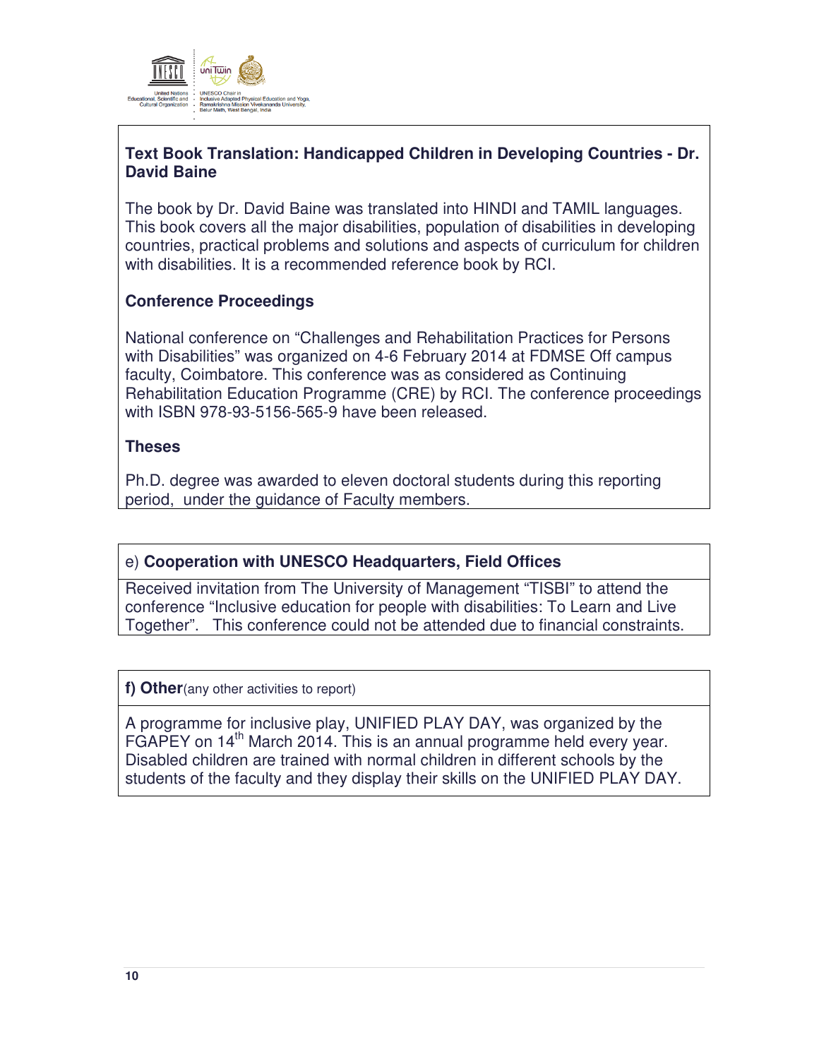### Text Book Translation: Handicapped Children in Developing Countries - Dr. David Baine

The book by Dr. David Baine was translated into HINDI and TAMIL languages. This book covers all the major disabilities, population of disabilities in developing countries, practical problems and solutions and aspects of curriculum for children with disabilities. It is a recommended reference book by RCI.

### Conference Proceedings

National conference on "Challenges and Rehabilitation Practices for Persons with Disabilities" was organized on 4-6 February 2014 at FDMSE Off campus faculty, Coimbatore. This conference was as considered as Continuing Rehabilitation Education Programme (CRE) by RCI. The conference proceedings with ISBN 978-93-5156-565-9 have been released.

### Theses

Ph.D. degree was awarded to eleven doctoral students during this reporting period, under the guidance of Faculty members.

### e) Cooperation with UNESCO Headquarters, Field Offices

Received invitation from The University of Management "TISBI" to attend the conference "Inclusive education for people with disabilities: To Learn and Live Together". This conference could not be attended due to financial constraints.

### f) Other (any other activities to report)

A programme for inclusive play, UNIFIED PLAY DAY, was organized by the FGAPEY on 14th March 2014. This is an annual programme held every year. Disabled children are trained with normal children in different schools by the students of the faculty and they display their skills on the UNIFIED PLAY DAY.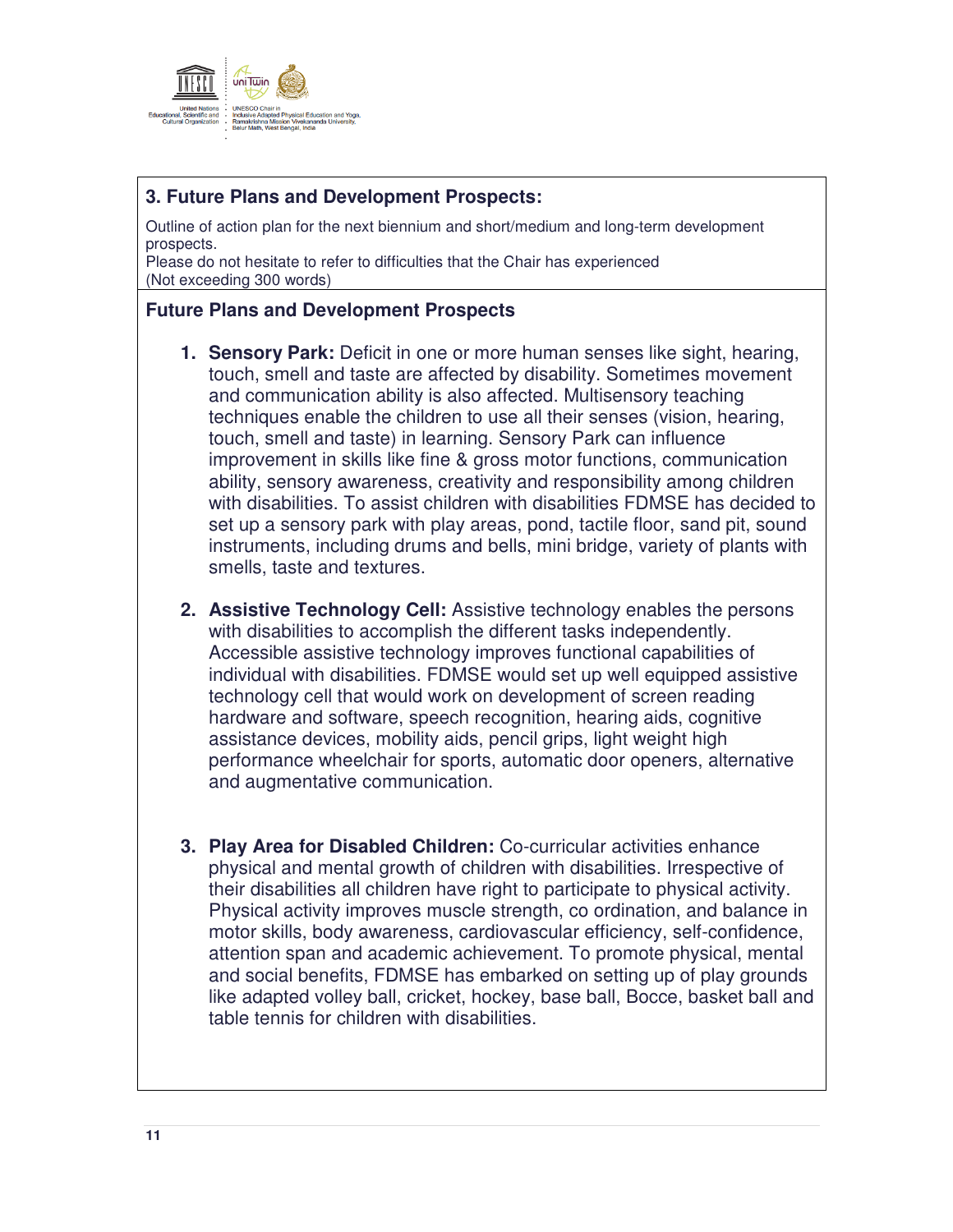### 3. Future Plans and Development Prospects:

Outline of action plan for the next biennium and short/medium and long-term development prospects.
Please do not hesitate to refer to difficulties that the Chair has experienced
(Not exceeding 300 words)

### Future Plans and Development Prospects

1. **Sensory Park:** Deficit in one or more human senses like sight, hearing, touch, smell and taste are affected by disability. Sometimes movement and communication ability is also affected. Multisensory teaching techniques enable the children to use all their senses (vision, hearing, touch, smell and taste) in learning. Sensory Park can influence improvement in skills like fine & gross motor functions, communication ability, sensory awareness, creativity and responsibility among children with disabilities. To assist children with disabilities FDMSE has decided to set up a sensory park with play areas, pond, tactile floor, sand pit, sound instruments, including drums and bells, mini bridge, variety of plants with smells, taste and textures.

2. **Assistive Technology Cell:** Assistive technology enables the persons with disabilities to accomplish the different tasks independently. Accessible assistive technology improves functional capabilities of individual with disabilities. FDMSE would set up well equipped assistive technology cell that would work on development of screen reading hardware and software, speech recognition, hearing aids, cognitive assistance devices, mobility aids, pencil grips, light weight high performance wheelchair for sports, automatic door openers, alternative and augmentative communication.

3. **Play Area for Disabled Children:** Co-curricular activities enhance physical and mental growth of children with disabilities. Irrespective of their disabilities all children have right to participate to physical activity. Physical activity improves muscle strength, co ordination, and balance in motor skills, body awareness, cardiovascular efficiency, self-confidence, attention span and academic achievement. To promote physical, mental and social benefits, FDMSE has embarked on setting up of play grounds like adapted volley ball, cricket, hockey, base ball, Bocce, basket ball and table tennis for children with disabilities.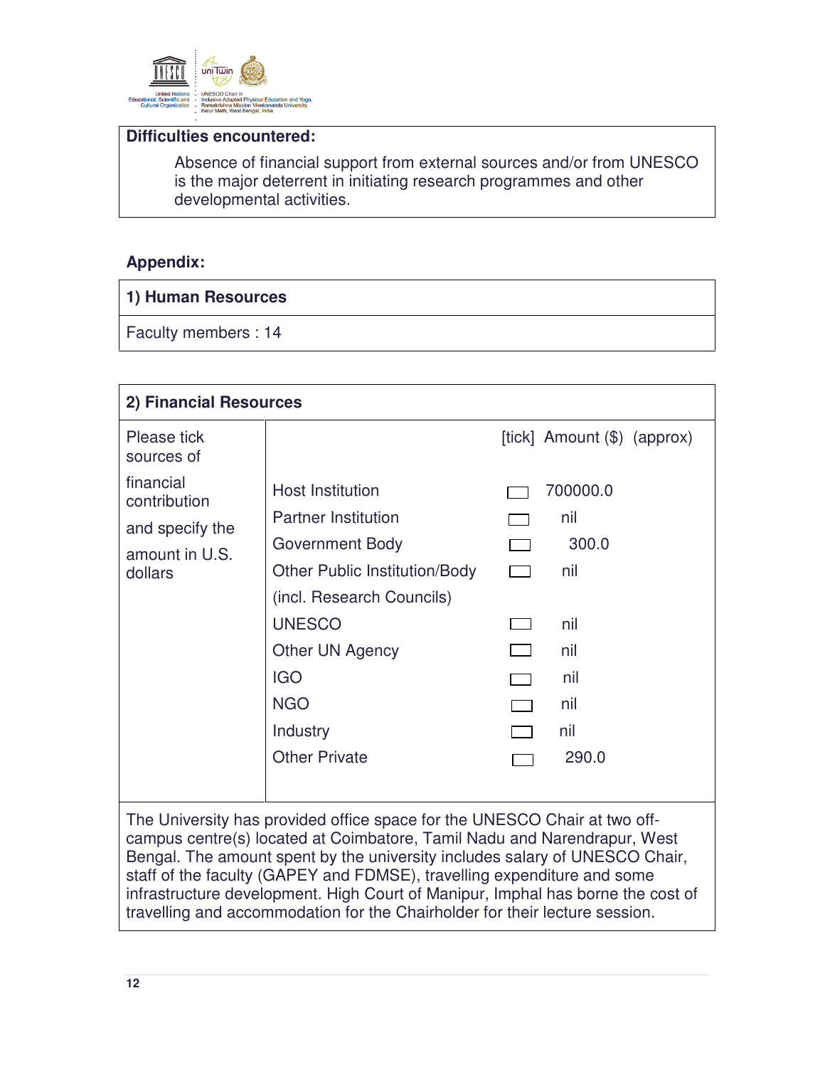**Difficulties encountered:**

Absence of financial support from external sources and/or from UNESCO is the major deterrent in initiating research programmes and other developmental activities.

## Appendix:

### 1) Human Resources

Faculty members : 14

### 2) Financial Resources

| Please tick sources of financial contribution and specify the amount in U.S. dollars | | [tick] | Amount ($) (approx) |
|---|---|---|---|
| | Host Institution | ☐ | 700000.0 |
| | Partner Institution | ☐ | nil |
| | Government Body | ☐ | 300.0 |
| | Other Public Institution/Body (incl. Research Councils) | ☐ | nil |
| | UNESCO | ☐ | nil |
| | Other UN Agency | ☐ | nil |
| | IGO | ☐ | nil |
| | NGO | ☐ | nil |
| | Industry | ☐ | nil |
| | Other Private | ☐ | 290.0 |

The University has provided office space for the UNESCO Chair at two off-campus centre(s) located at Coimbatore, Tamil Nadu and Narendrapur, West Bengal. The amount spent by the university includes salary of UNESCO Chair, staff of the faculty (GAPEY and FDMSE), travelling expenditure and some infrastructure development. High Court of Manipur, Imphal has borne the cost of travelling and accommodation for the Chairholder for their lecture session.